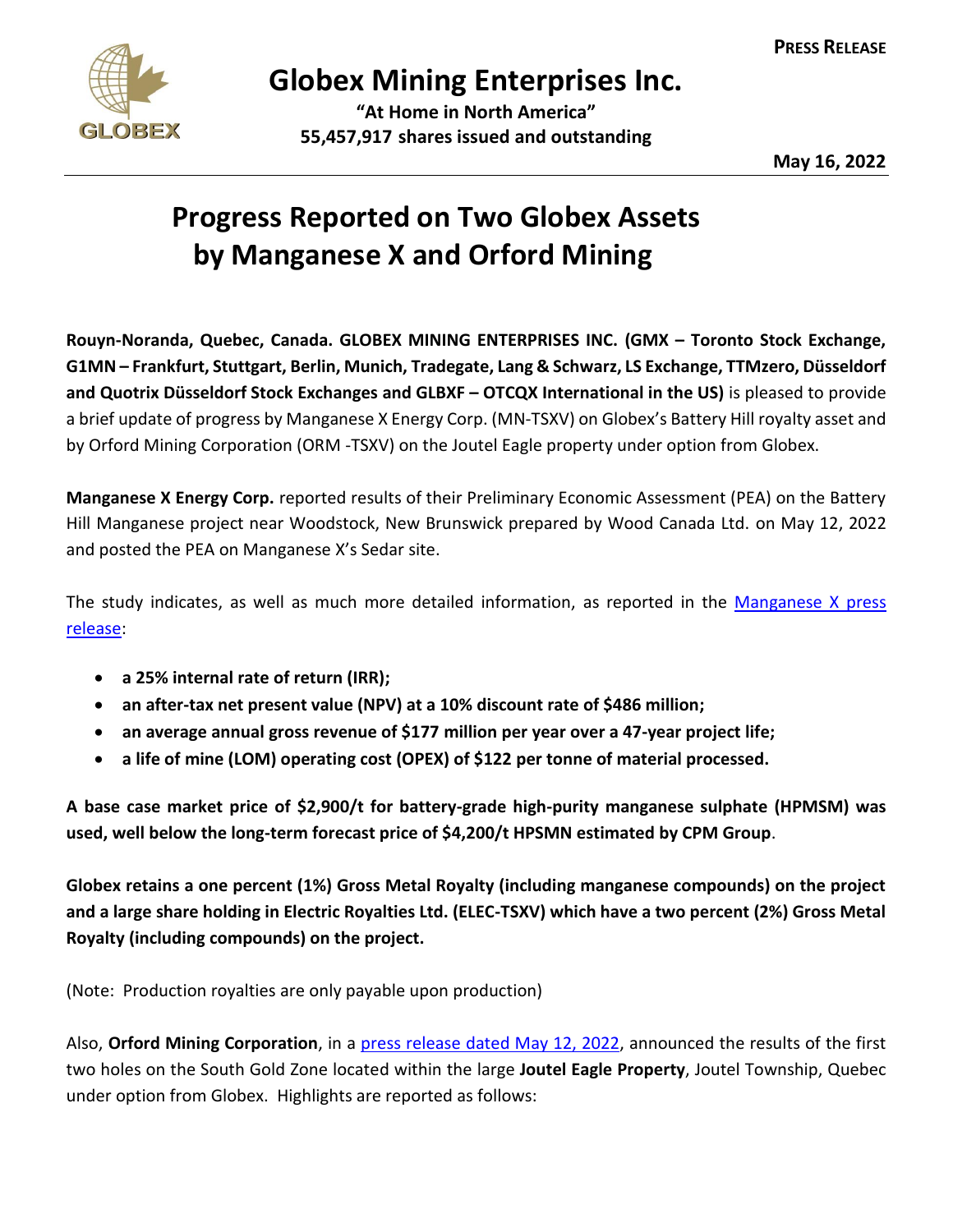**PRESS RELEASE**

# Globex Mining Enterprises Inc.

**"At Home in North America"**
**55,457,917 shares issued and outstanding**

**May 16, 2022**

# Progress Reported on Two Globex Assets by Manganese X and Orford Mining

**Rouyn-Noranda, Quebec, Canada. GLOBEX MINING ENTERPRISES INC. (GMX – Toronto Stock Exchange, G1MN – Frankfurt, Stuttgart, Berlin, Munich, Tradegate, Lang & Schwarz, LS Exchange, TTMzero, Düsseldorf and Quotrix Düsseldorf Stock Exchanges and GLBXF – OTCQX International in the US)** is pleased to provide a brief update of progress by Manganese X Energy Corp. (MN-TSXV) on Globex's Battery Hill royalty asset and by Orford Mining Corporation (ORM -TSXV) on the Joutel Eagle property under option from Globex.

**Manganese X Energy Corp.** reported results of their Preliminary Economic Assessment (PEA) on the Battery Hill Manganese project near Woodstock, New Brunswick prepared by Wood Canada Ltd. on May 12, 2022 and posted the PEA on Manganese X's Sedar site.

The study indicates, as well as much more detailed information, as reported in the Manganese X press release:

- **a 25% internal rate of return (IRR);**
- **an after-tax net present value (NPV) at a 10% discount rate of $486 million;**
- **an average annual gross revenue of $177 million per year over a 47-year project life;**
- **a life of mine (LOM) operating cost (OPEX) of $122 per tonne of material processed.**

**A base case market price of $2,900/t for battery-grade high-purity manganese sulphate (HPMSM) was used, well below the long-term forecast price of $4,200/t HPSMN estimated by CPM Group**.

**Globex retains a one percent (1%) Gross Metal Royalty (including manganese compounds) on the project and a large share holding in Electric Royalties Ltd. (ELEC-TSXV) which have a two percent (2%) Gross Metal Royalty (including compounds) on the project.**

(Note: Production royalties are only payable upon production)

Also, **Orford Mining Corporation**, in a press release dated May 12, 2022, announced the results of the first two holes on the South Gold Zone located within the large **Joutel Eagle Property**, Joutel Township, Quebec under option from Globex. Highlights are reported as follows: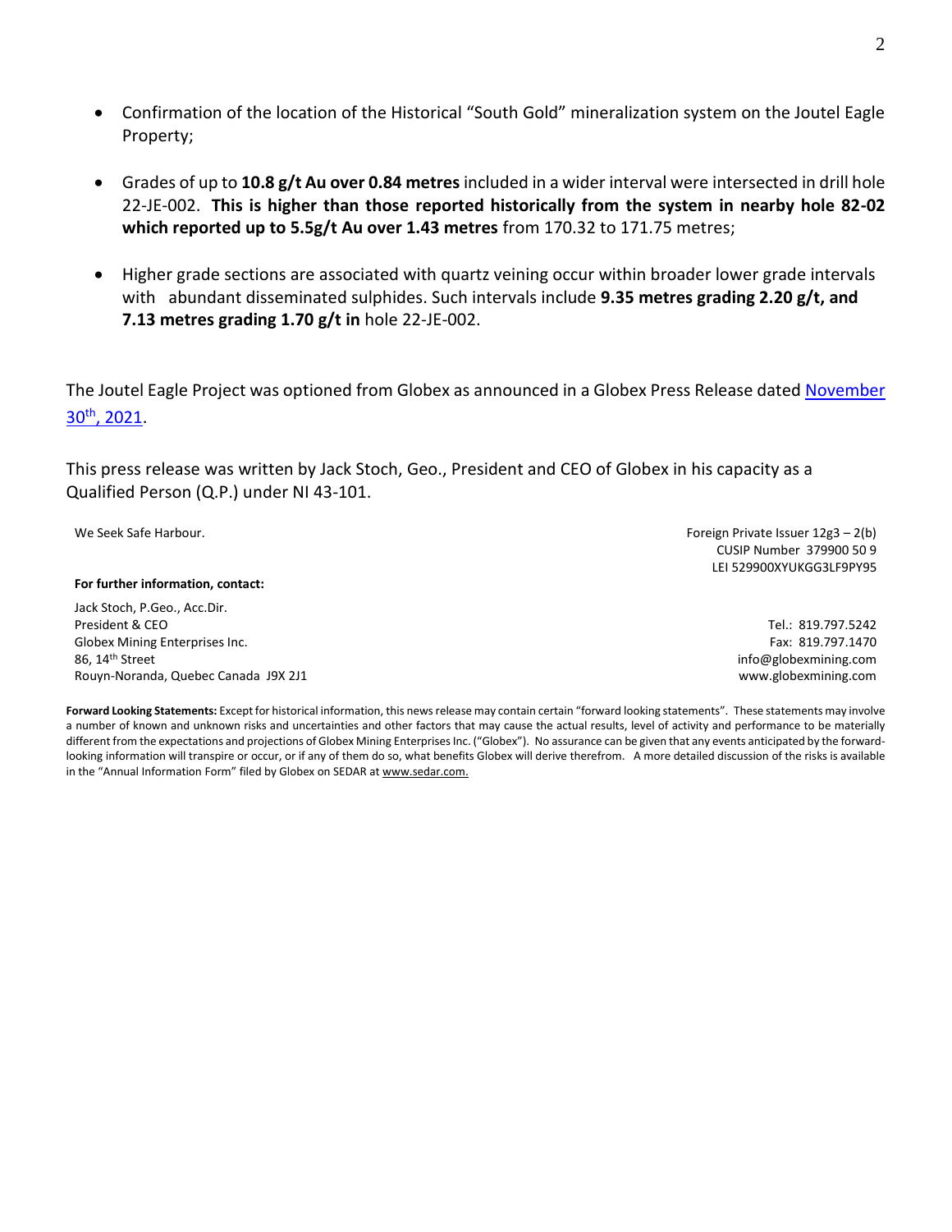- Confirmation of the location of the Historical "South Gold" mineralization system on the Joutel Eagle Property;

- Grades of up to **10.8 g/t Au over 0.84 metres** included in a wider interval were intersected in drill hole 22-JE-002. **This is higher than those reported historically from the system in nearby hole 82-02 which reported up to 5.5g/t Au over 1.43 metres** from 170.32 to 171.75 metres;

- Higher grade sections are associated with quartz veining occur within broader lower grade intervals with abundant disseminated sulphides. Such intervals include **9.35 metres grading 2.20 g/t, and 7.13 metres grading 1.70 g/t in** hole 22-JE-002.

The Joutel Eagle Project was optioned from Globex as announced in a Globex Press Release dated November 30th, 2021.

This press release was written by Jack Stoch, Geo., President and CEO of Globex in his capacity as a Qualified Person (Q.P.) under NI 43-101.

We Seek Safe Harbour.

Foreign Private Issuer 12g3 – 2(b)
CUSIP Number 379900 50 9
LEI 529900XYUKGG3LF9PY95

**For further information, contact:**

Jack Stoch, P.Geo., Acc.Dir.
President & CEO
Globex Mining Enterprises Inc.
86, 14th Street
Rouyn-Noranda, Quebec Canada J9X 2J1

Tel.: 819.797.5242
Fax: 819.797.1470
info@globexmining.com
www.globexmining.com

**Forward Looking Statements:** Except for historical information, this news release may contain certain "forward looking statements". These statements may involve a number of known and unknown risks and uncertainties and other factors that may cause the actual results, level of activity and performance to be materially different from the expectations and projections of Globex Mining Enterprises Inc. ("Globex"). No assurance can be given that any events anticipated by the forward-looking information will transpire or occur, or if any of them do so, what benefits Globex will derive therefrom. A more detailed discussion of the risks is available in the "Annual Information Form" filed by Globex on SEDAR at www.sedar.com.